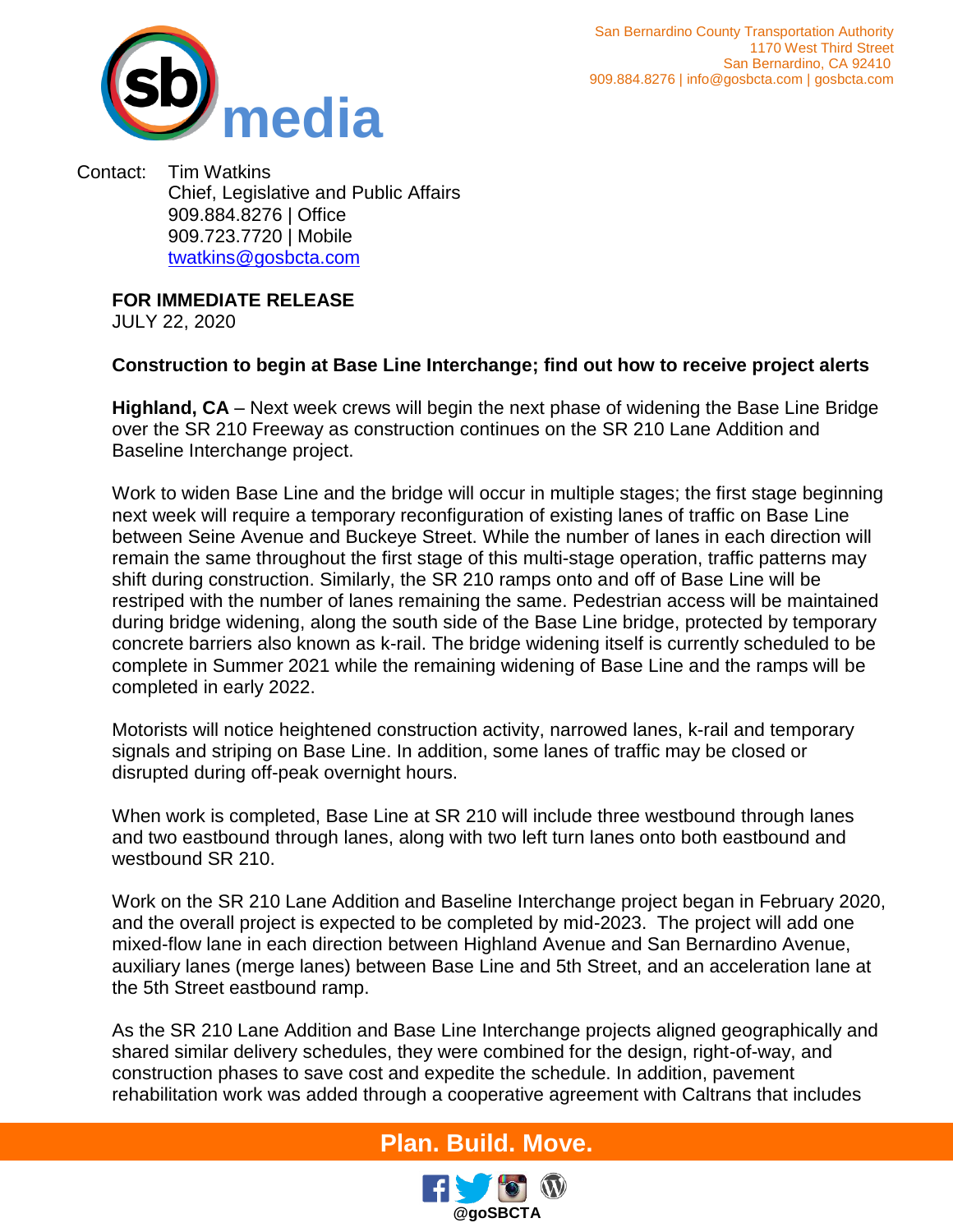San Bernardino County Transportation Authority
1170 West Third Street
San Bernardino, CA 92410
909.884.8276 | info@gosbcta.com | gosbcta.com

Contact: Tim Watkins
Chief, Legislative and Public Affairs
909.884.8276 | Office
909.723.7720 | Mobile
twatkins@gosbcta.com

**FOR IMMEDIATE RELEASE**
JULY 22, 2020

**Construction to begin at Base Line Interchange; find out how to receive project alerts**

**Highland, CA** – Next week crews will begin the next phase of widening the Base Line Bridge over the SR 210 Freeway as construction continues on the SR 210 Lane Addition and Baseline Interchange project.

Work to widen Base Line and the bridge will occur in multiple stages; the first stage beginning next week will require a temporary reconfiguration of existing lanes of traffic on Base Line between Seine Avenue and Buckeye Street. While the number of lanes in each direction will remain the same throughout the first stage of this multi-stage operation, traffic patterns may shift during construction. Similarly, the SR 210 ramps onto and off of Base Line will be restriped with the number of lanes remaining the same. Pedestrian access will be maintained during bridge widening, along the south side of the Base Line bridge, protected by temporary concrete barriers also known as k-rail. The bridge widening itself is currently scheduled to be complete in Summer 2021 while the remaining widening of Base Line and the ramps will be completed in early 2022.

Motorists will notice heightened construction activity, narrowed lanes, k-rail and temporary signals and striping on Base Line. In addition, some lanes of traffic may be closed or disrupted during off-peak overnight hours.

When work is completed, Base Line at SR 210 will include three westbound through lanes and two eastbound through lanes, along with two left turn lanes onto both eastbound and westbound SR 210.

Work on the SR 210 Lane Addition and Baseline Interchange project began in February 2020, and the overall project is expected to be completed by mid-2023. The project will add one mixed-flow lane in each direction between Highland Avenue and San Bernardino Avenue, auxiliary lanes (merge lanes) between Base Line and 5th Street, and an acceleration lane at the 5th Street eastbound ramp.

As the SR 210 Lane Addition and Base Line Interchange projects aligned geographically and shared similar delivery schedules, they were combined for the design, right-of-way, and construction phases to save cost and expedite the schedule. In addition, pavement rehabilitation work was added through a cooperative agreement with Caltrans that includes

**Plan. Build. Move.**

@goSBCTA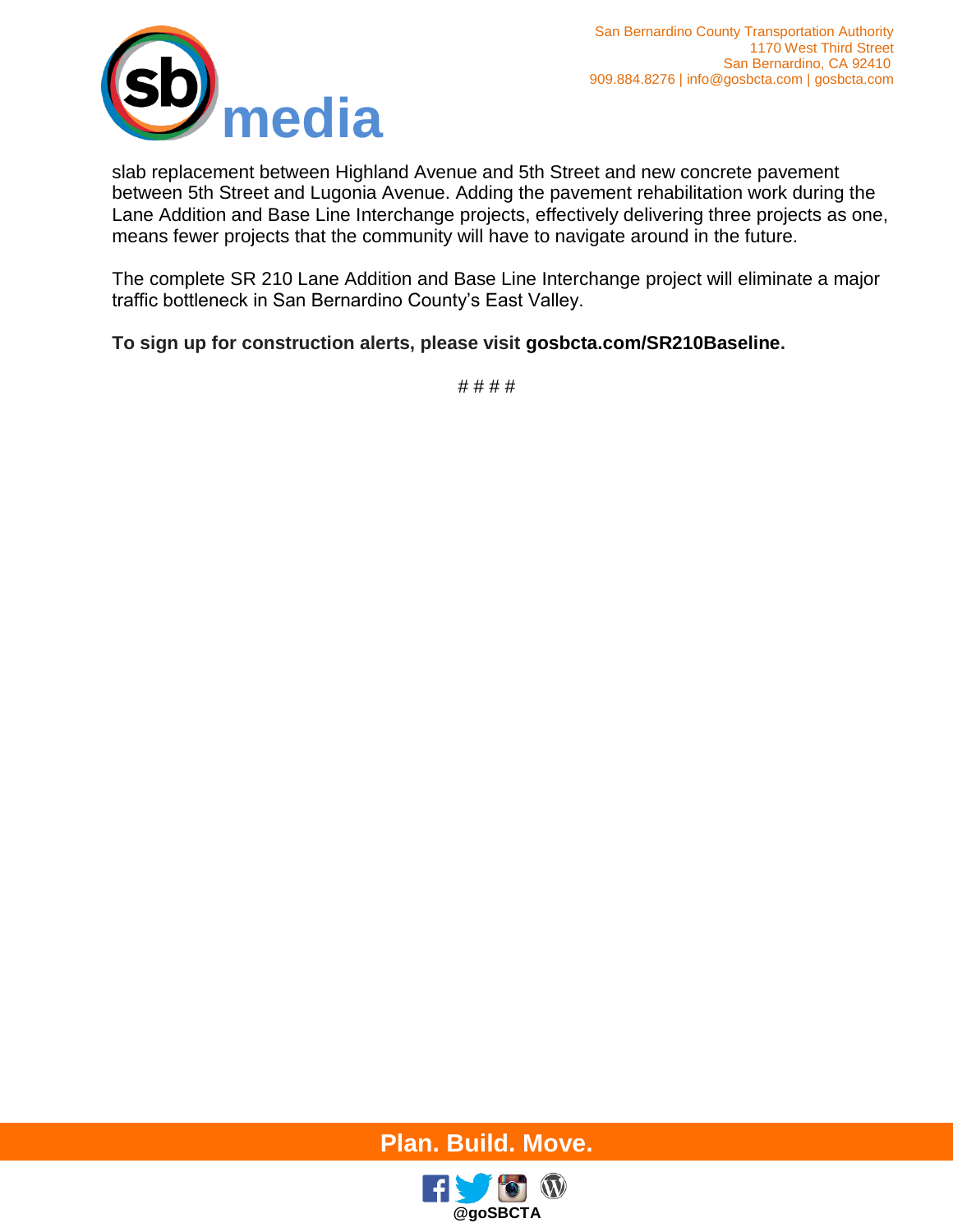slab replacement between Highland Avenue and 5th Street and new concrete pavement between 5th Street and Lugonia Avenue. Adding the pavement rehabilitation work during the Lane Addition and Base Line Interchange projects, effectively delivering three projects as one, means fewer projects that the community will have to navigate around in the future.

The complete SR 210 Lane Addition and Base Line Interchange project will eliminate a major traffic bottleneck in San Bernardino County's East Valley.

**To sign up for construction alerts, please visit gosbcta.com/SR210Baseline.**

# # # #